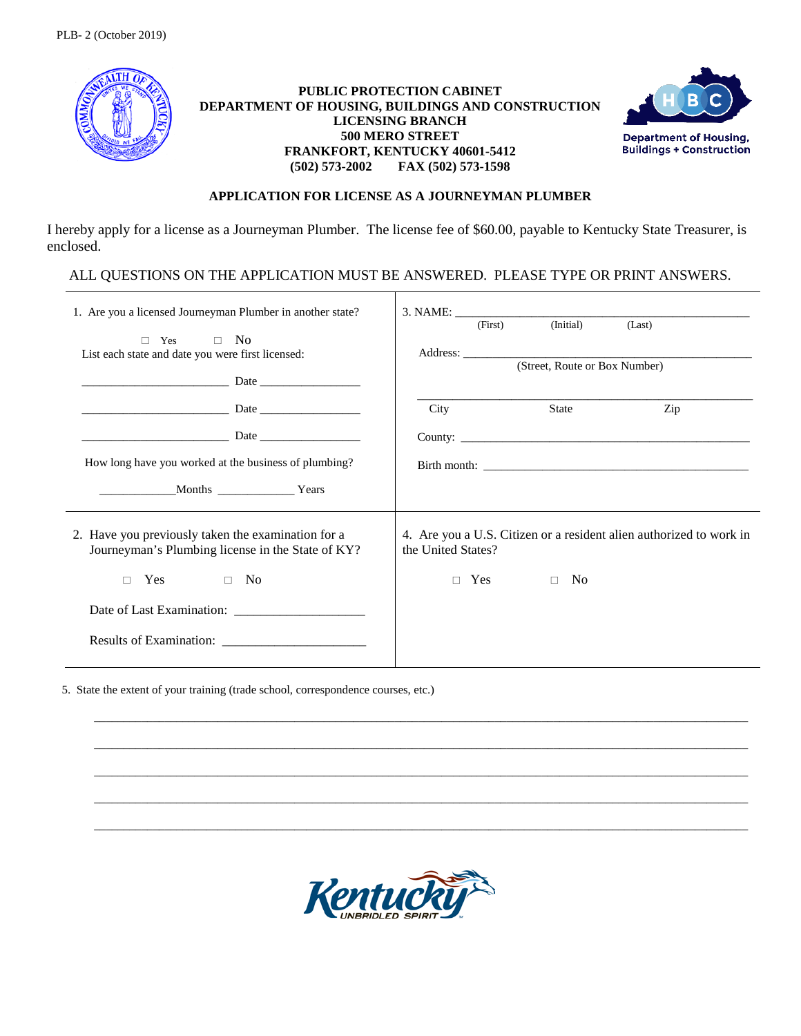PLB- 2 (October 2019)

**PUBLIC PROTECTION CABINET**
**DEPARTMENT OF HOUSING, BUILDINGS AND CONSTRUCTION**
**LICENSING BRANCH**
**500 MERO STREET**
**FRANKFORT, KENTUCKY 40601-5412**
**(502) 573-2002 FAX (502) 573-1598**

Department of Housing, Buildings + Construction

## APPLICATION FOR LICENSE AS A JOURNEYMAN PLUMBER

I hereby apply for a license as a Journeyman Plumber. The license fee of $60.00, payable to Kentucky State Treasurer, is enclosed.

ALL QUESTIONS ON THE APPLICATION MUST BE ANSWERED. PLEASE TYPE OR PRINT ANSWERS.

1. Are you a licensed Journeyman Plumber in another state?

   □ Yes □ No

   List each state and date you were first licensed:

   ________________________ Date ________________

   ________________________ Date ________________

   ________________________ Date ________________

   How long have you worked at the business of plumbing?

   ____________Months ____________ Years

2. Have you previously taken the examination for a Journeyman's Plumbing license in the State of KY?

   □ Yes □ No

   Date of Last Examination: ___________________

   Results of Examination: ____________________

3. NAME: ________________________________________________
   (First) (Initial) (Last)

   Address: ______________________________________________
   (Street, Route or Box Number)

   ______________________________________________________
   City State Zip

   County: _______________________________________________

   Birth month: ___________________________________________

4. Are you a U.S. Citizen or a resident alien authorized to work in the United States?

   □ Yes □ No

5. State the extent of your training (trade school, correspondence courses, etc.)

______________________________________________________________________

______________________________________________________________________

______________________________________________________________________

______________________________________________________________________

______________________________________________________________________

Kentucky UNBRIDLED SPIRIT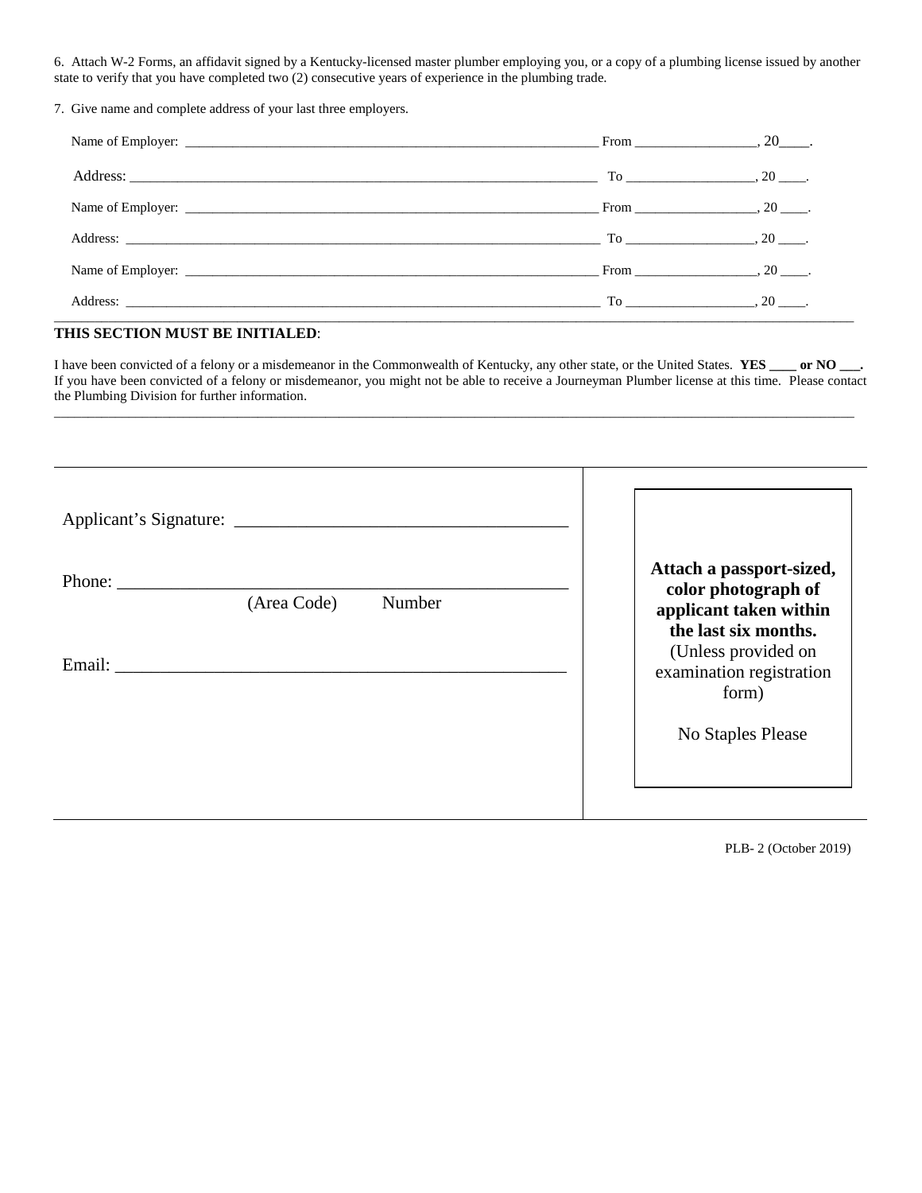6. Attach W-2 Forms, an affidavit signed by a Kentucky-licensed master plumber employing you, or a copy of a plumbing license issued by another state to verify that you have completed two (2) consecutive years of experience in the plumbing trade.

7. Give name and complete address of your last three employers.

Name of Employer: ________________________________________________ From ________________, 20____.

Address: ________________________________________________ To ________________, 20 ____.

Name of Employer: ________________________________________________ From ________________, 20 ____.

Address: ________________________________________________ To ________________, 20 ____.

Name of Employer: ________________________________________________ From ________________, 20 ____.

Address: ________________________________________________ To ________________, 20 ____.

---

**THIS SECTION MUST BE INITIALED**:

I have been convicted of a felony or a misdemeanor in the Commonwealth of Kentucky, any other state, or the United States. **YES ____ or NO ___.** If you have been convicted of a felony or misdemeanor, you might not be able to receive a Journeyman Plumber license at this time. Please contact the Plumbing Division for further information.

---

Applicant's Signature: ________________________________

Phone: ________________________________
(Area Code) Number

Email: ________________________________

**Attach a passport-sized, color photograph of applicant taken within the last six months.**
(Unless provided on examination registration form)

No Staples Please

PLB- 2 (October 2019)